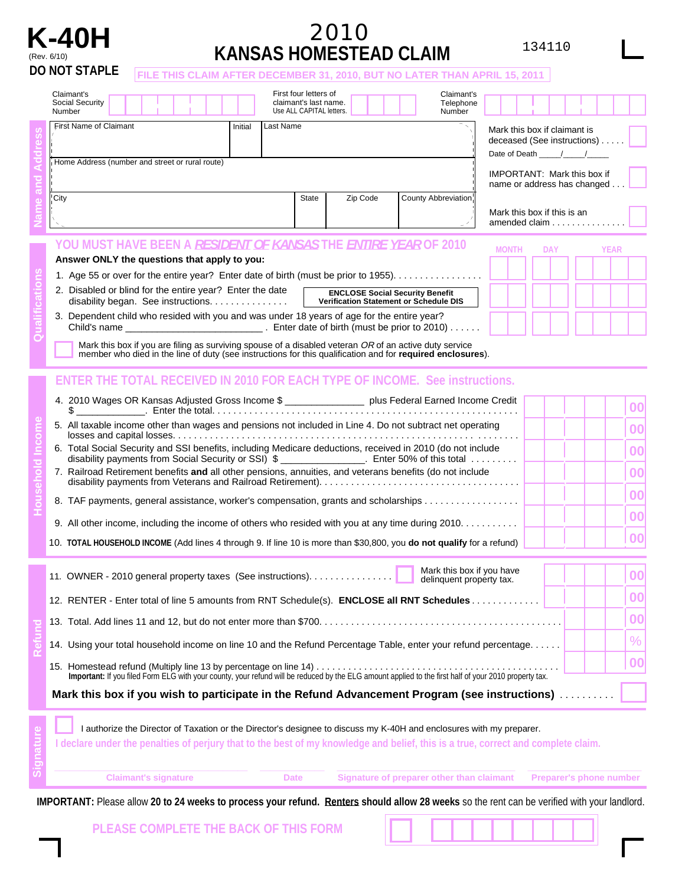# K-40H

(Rev. 6/10)

**DO NOT STAPLE**

## 2010 KANSAS HOMESTEAD CLAIM

134110

FILE THIS CLAIM AFTER DECEMBER 31, 2010, BUT NO LATER THAN APRIL 15, 2011

Claimant's Social Security Number | First four letters of claimant's last name. Use ALL CAPITAL letters. | Claimant's Telephone Number

### Name and Address

First Name of Claimant | Initial | Last Name

Home Address (number and street or rural route)

City | State | Zip Code | County Abbreviation

Mark this box if claimant is deceased (See instructions) . . . . .

Date of Death _____/_____/_____

IMPORTANT: Mark this box if name or address has changed . . .

Mark this box if this is an amended claim . . . . . . . . . . . . . . .

### Qualifications

**YOU MUST HAVE BEEN A *RESIDENT OF KANSAS* THE *ENTIRE YEAR* OF 2010**

**Answer ONLY the questions that apply to you:**

MONTH | DAY | YEAR

1. Age 55 or over for the entire year? Enter date of birth (must be prior to 1955). . . . . . . . . . . . . . . . .
2. Disabled or blind for the entire year? Enter the date disability began. See instructions. . . . . . . . . . . . . . . **ENCLOSE Social Security Benefit Verification Statement or Schedule DIS**
3. Dependent child who resided with you and was under 18 years of age for the entire year? Child's name _________________________. Enter date of birth (must be prior to 2010) . . . . . .

Mark this box if you are filing as surviving spouse of a disabled veteran *OR* of an active duty service member who died in the line of duty (see instructions for this qualification and for **required enclosures**).

### Household Income

**ENTER THE TOTAL RECEIVED IN 2010 FOR EACH TYPE OF INCOME. See instructions.**

4. 2010 Wages OR Kansas Adjusted Gross Income $ ______________ plus Federal Earned Income Credit $ ____________. Enter the total. . . . . . . . . . . . . . . . . . . . . . . . . . . . . . . . . . . . . . . . . . . . . . . . . . . . . 00
5. All taxable income other than wages and pensions not included in Line 4. Do not subtract net operating losses and capital losses. . . . . . . . . . . . . . . . . . . . . . . . . . . . . . . . . . . . . . . . . . . . . . . . . . . . . . . . . . . . 00
6. Total Social Security and SSI benefits, including Medicare deductions, received in 2010 (do not include disability payments from Social Security or SSI) $ _______________. Enter 50% of this total . . . . . . . . . 00
7. Railroad Retirement benefits **and** all other pensions, annuities, and veterans benefits (do not include disability payments from Veterans and Railroad Retirement). . . . . . . . . . . . . . . . . . . . . . . . . . . . . . . . . . . . . 00
8. TAF payments, general assistance, worker's compensation, grants and scholarships . . . . . . . . . . . . . . . . . 00
9. All other income, including the income of others who resided with you at any time during 2010. . . . . . . . . . 00
10. **TOTAL HOUSEHOLD INCOME** (Add lines 4 through 9. If line 10 is more than $30,800, you **do not qualify** for a refund) 00

### Refund

11. OWNER - 2010 general property taxes (See instructions). . . . . . . . . . . . . . . . Mark this box if you have delinquent property tax. 00
12. RENTER - Enter total of line 5 amounts from RNT Schedule(s). **ENCLOSE all RNT Schedules** . . . . . . . . . . . . . 00
13. Total. Add lines 11 and 12, but do not enter more than $700. . . . . . . . . . . . . . . . . . . . . . . . . . . . . . . . . . . . . . . . . . . . . 00
14. Using your total household income on line 10 and the Refund Percentage Table, enter your refund percentage. . . . . . %
15. Homestead refund (Multiply line 13 by percentage on line 14) . . . . . . . . . . . . . . . . . . . . . . . . . . . . . . . . . . . . . . . . . . . . . 00

**Important:** If you filed Form ELG with your county, your refund will be reduced by the ELG amount applied to the first half of your 2010 property tax.

**Mark this box if you wish to participate in the Refund Advancement Program (see instructions)** . . . . . . . . . .

### Signature

I authorize the Director of Taxation or the Director's designee to discuss my K-40H and enclosures with my preparer.

I declare under the penalties of perjury that to the best of my knowledge and belief, this is a true, correct and complete claim.

Claimant's signature | Date | Signature of preparer other than claimant | Preparer's phone number

**IMPORTANT:** Please allow **20 to 24 weeks to process your refund.** **Renters should allow 28 weeks** so the rent can be verified with your landlord.

PLEASE COMPLETE THE BACK OF THIS FORM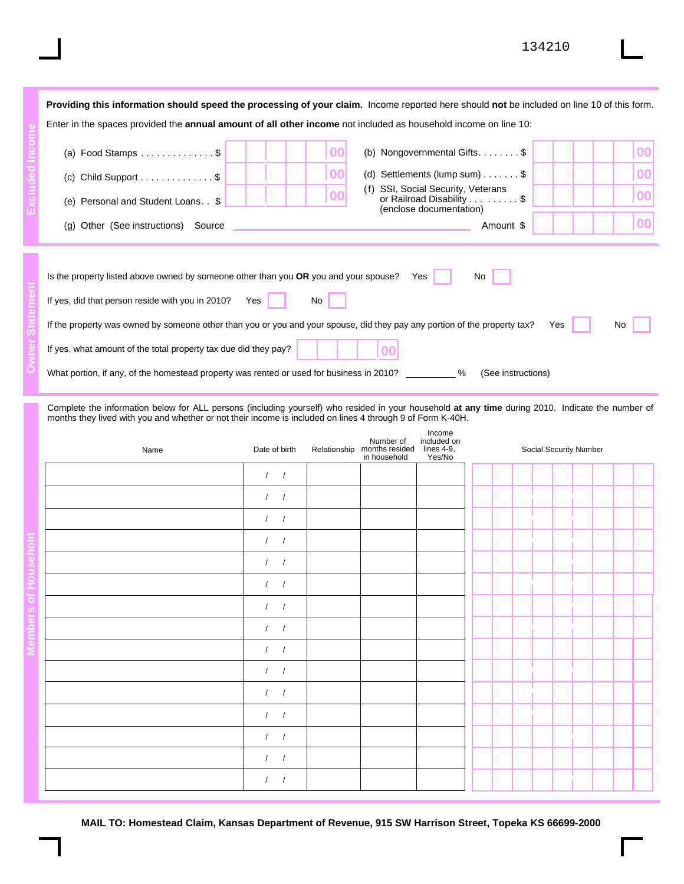134210

## Excluded Income

**Providing this information should speed the processing of your claim.** Income reported here should **not** be included on line 10 of this form.

Enter in the spaces provided the **annual amount of all other income** not included as household income on line 10:

(a) Food Stamps . . . . . . . . . . . . . . $ 00

(b) Nongovernmental Gifts. . . . . . . . $ 00

(c) Child Support . . . . . . . . . . . . . . $ 00

(d) Settlements (lump sum) . . . . . . . $ 00

(e) Personal and Student Loans. . $ 00

(f) SSI, Social Security, Veterans or Railroad Disability . . . . . . . . . $ 00 (enclose documentation)

(g) Other (See instructions) Source ______________________ Amount $ 00

## Owner Statement

Is the property listed above owned by someone other than you **OR** you and your spouse? Yes ☐ No ☐

If yes, did that person reside with you in 2010? Yes ☐ No ☐

If the property was owned by someone other than you or you and your spouse, did they pay any portion of the property tax? Yes ☐ No ☐

If yes, what amount of the total property tax due did they pay? 00

What portion, if any, of the homestead property was rented or used for business in 2010? _________ % (See instructions)

## Members of Household

Complete the information below for ALL persons (including yourself) who resided in your household **at any time** during 2010. Indicate the number of months they lived with you and whether or not their income is included on lines 4 through 9 of Form K-40H.

| Name | Date of birth | Relationship | Number of months resided in household | Income included on lines 4-9, Yes/No | Social Security Number |
|---|---|---|---|---|---|
| | / / | | | | |
| | / / | | | | |
| | / / | | | | |
| | / / | | | | |
| | / / | | | | |
| | / / | | | | |
| | / / | | | | |
| | / / | | | | |
| | / / | | | | |
| | / / | | | | |
| | / / | | | | |
| | / / | | | | |
| | / / | | | | |
| | / / | | | | |
| | / / | | | | |

**MAIL TO: Homestead Claim, Kansas Department of Revenue, 915 SW Harrison Street, Topeka KS 66699-2000**